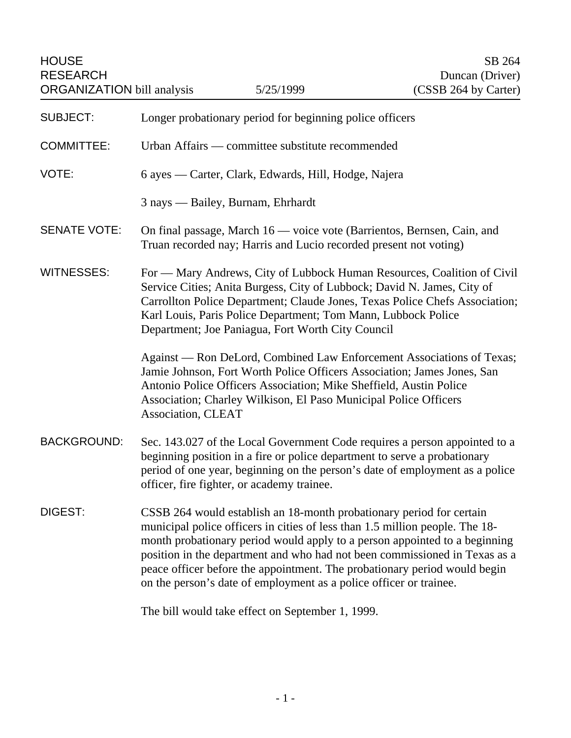HOUSE RESEARCH ORGANIZATION bill analysis — 5/25/1999 — SB 264, Duncan (Driver) (CSSB 264 by Carter)

**SUBJECT:** Longer probationary period for beginning police officers

**COMMITTEE:** Urban Affairs — committee substitute recommended

**VOTE:** 6 ayes — Carter, Clark, Edwards, Hill, Hodge, Najera

3 nays — Bailey, Burnam, Ehrhardt

**SENATE VOTE:** On final passage, March 16 — voice vote (Barrientos, Bernsen, Cain, and Truan recorded nay; Harris and Lucio recorded present not voting)

**WITNESSES:** For — Mary Andrews, City of Lubbock Human Resources, Coalition of Civil Service Cities; Anita Burgess, City of Lubbock; David N. James, City of Carrollton Police Department; Claude Jones, Texas Police Chefs Association; Karl Louis, Paris Police Department; Tom Mann, Lubbock Police Department; Joe Paniagua, Fort Worth City Council

Against — Ron DeLord, Combined Law Enforcement Associations of Texas; Jamie Johnson, Fort Worth Police Officers Association; James Jones, San Antonio Police Officers Association; Mike Sheffield, Austin Police Association; Charley Wilkison, El Paso Municipal Police Officers Association, CLEAT

**BACKGROUND:** Sec. 143.027 of the Local Government Code requires a person appointed to a beginning position in a fire or police department to serve a probationary period of one year, beginning on the person's date of employment as a police officer, fire fighter, or academy trainee.

**DIGEST:** CSSB 264 would establish an 18-month probationary period for certain municipal police officers in cities of less than 1.5 million people. The 18-month probationary period would apply to a person appointed to a beginning position in the department and who had not been commissioned in Texas as a peace officer before the appointment. The probationary period would begin on the person's date of employment as a police officer or trainee.

The bill would take effect on September 1, 1999.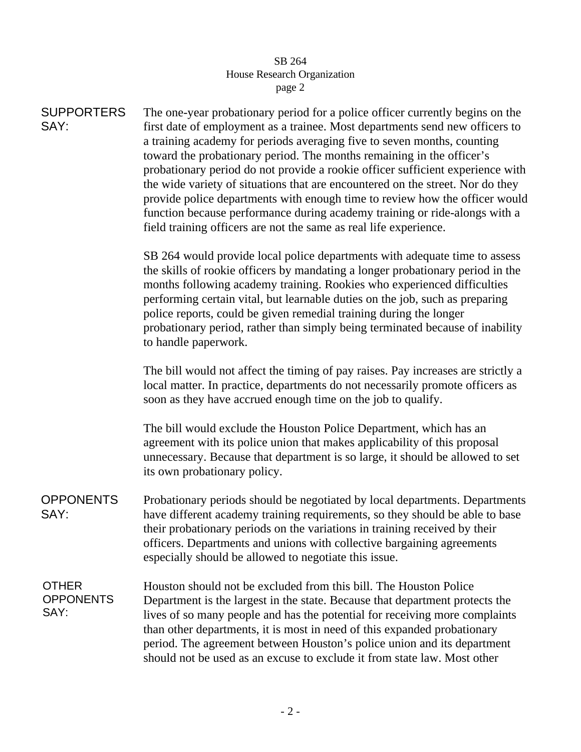**SUPPORTERS SAY:**

The one-year probationary period for a police officer currently begins on the first date of employment as a trainee. Most departments send new officers to a training academy for periods averaging five to seven months, counting toward the probationary period. The months remaining in the officer's probationary period do not provide a rookie officer sufficient experience with the wide variety of situations that are encountered on the street. Nor do they provide police departments with enough time to review how the officer would function because performance during academy training or ride-alongs with a field training officers are not the same as real life experience.

SB 264 would provide local police departments with adequate time to assess the skills of rookie officers by mandating a longer probationary period in the months following academy training. Rookies who experienced difficulties performing certain vital, but learnable duties on the job, such as preparing police reports, could be given remedial training during the longer probationary period, rather than simply being terminated because of inability to handle paperwork.

The bill would not affect the timing of pay raises. Pay increases are strictly a local matter. In practice, departments do not necessarily promote officers as soon as they have accrued enough time on the job to qualify.

The bill would exclude the Houston Police Department, which has an agreement with its police union that makes applicability of this proposal unnecessary. Because that department is so large, it should be allowed to set its own probationary policy.

**OPPONENTS SAY:**

Probationary periods should be negotiated by local departments. Departments have different academy training requirements, so they should be able to base their probationary periods on the variations in training received by their officers. Departments and unions with collective bargaining agreements especially should be allowed to negotiate this issue.

**OTHER OPPONENTS SAY:**

Houston should not be excluded from this bill. The Houston Police Department is the largest in the state. Because that department protects the lives of so many people and has the potential for receiving more complaints than other departments, it is most in need of this expanded probationary period. The agreement between Houston's police union and its department should not be used as an excuse to exclude it from state law. Most other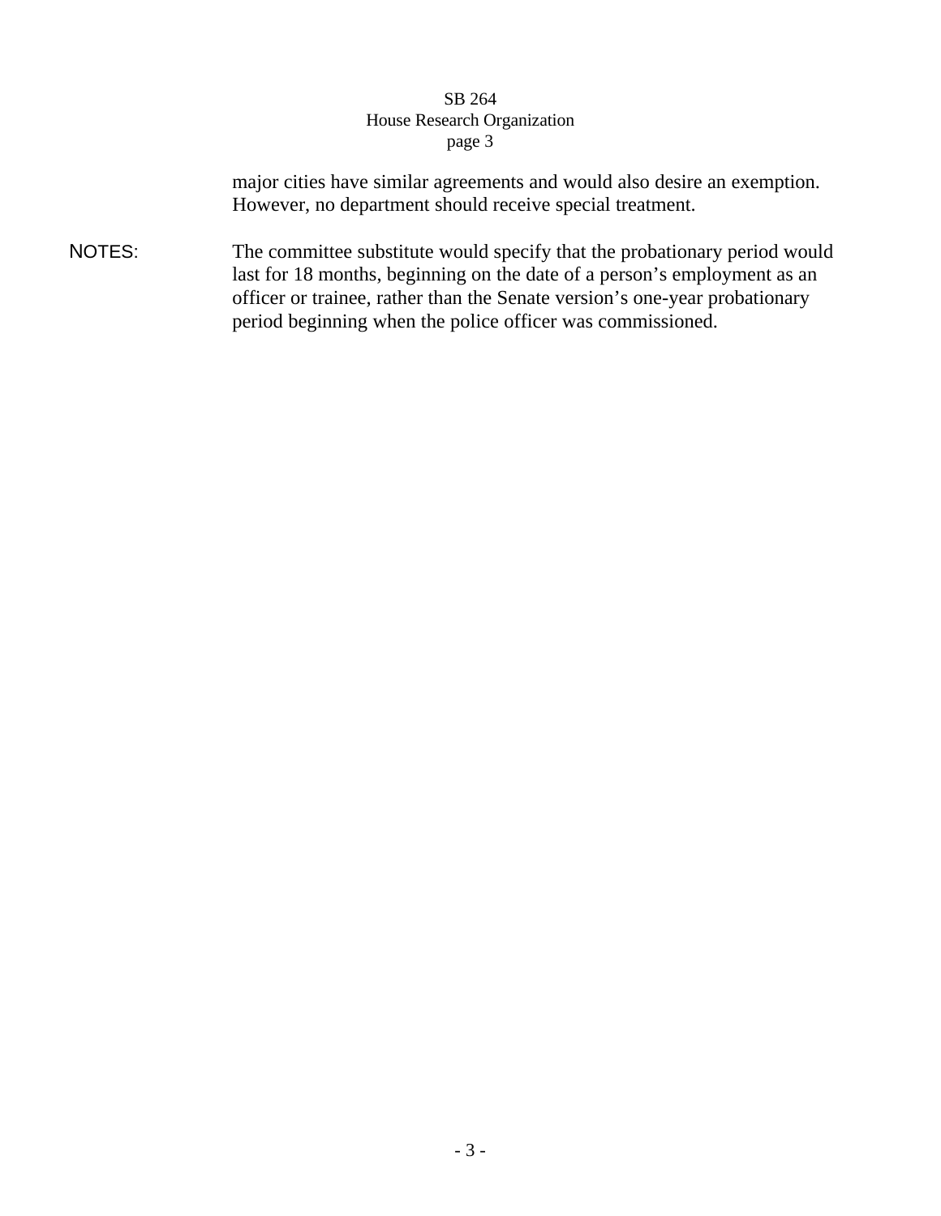major cities have similar agreements and would also desire an exemption. However, no department should receive special treatment.

NOTES: The committee substitute would specify that the probationary period would last for 18 months, beginning on the date of a person's employment as an officer or trainee, rather than the Senate version's one-year probationary period beginning when the police officer was commissioned.